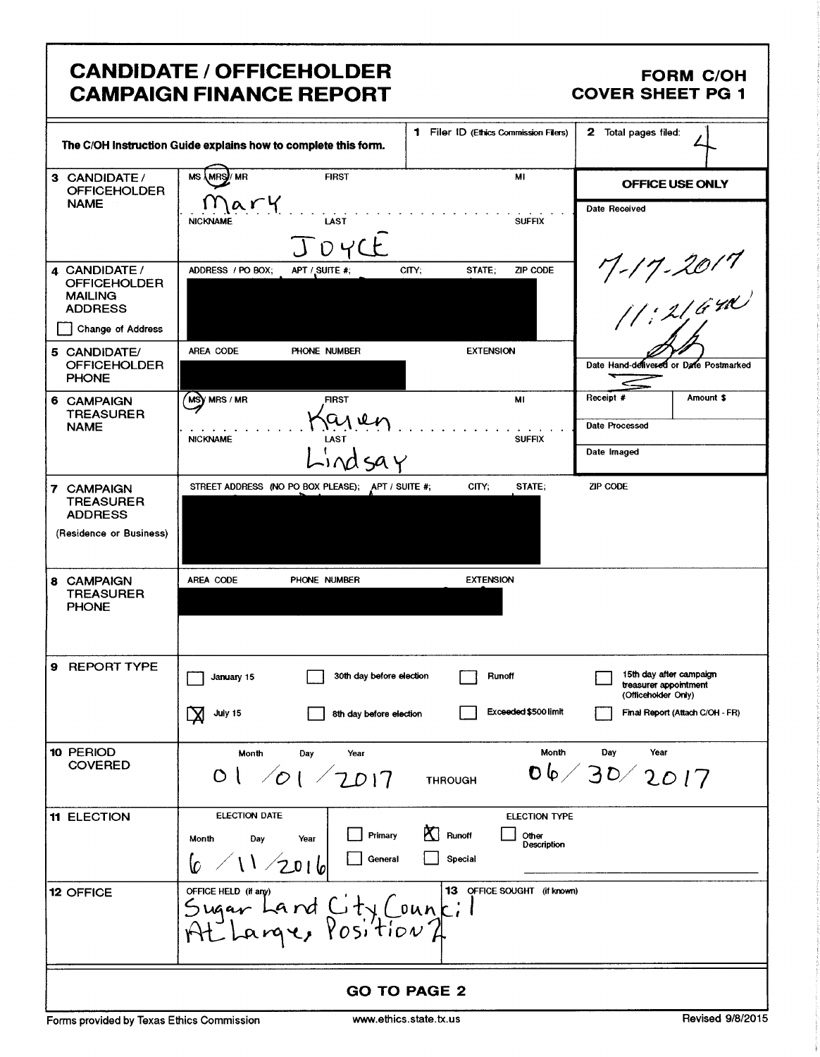# CANDIDATE / OFFICEHOLDER CAMPAIGN FINANCE REPORT

**FORM C/OH COVER SHEET PG 1**

The C/OH Instruction Guide explains how to complete this form.

| | | |
|---|---|---|
| **1** Filer ID (Ethics Commission Filers) | | **2** Total pages filed: 4 |

| Field | Content | OFFICE USE ONLY |
|---|---|---|
| **3 CANDIDATE / OFFICEHOLDER NAME** | MS / MRS (circled) / MR; FIRST: Mary; MI: ; NICKNAME: ; LAST: JOYCE; SUFFIX: | Date Received: 7-17-2017 11:21 AM |
| **4 CANDIDATE / OFFICEHOLDER MAILING ADDRESS** ☐ Change of Address | ADDRESS / PO BOX; APT / SUITE #; CITY; STATE; ZIP CODE: [redacted] | |
| **5 CANDIDATE/ OFFICEHOLDER PHONE** | AREA CODE; PHONE NUMBER; EXTENSION: [redacted] | Date Hand-delivered or Date Postmarked |
| **6 CAMPAIGN TREASURER NAME** | MS (circled) / MRS / MR; FIRST: Karen; MI: ; NICKNAME: ; LAST: Lindsay; SUFFIX: | Receipt #; Amount $; Date Processed; Date Imaged |
| **7 CAMPAIGN TREASURER ADDRESS** (Residence or Business) | STREET ADDRESS (NO PO BOX PLEASE); APT / SUITE #; CITY; STATE; ZIP CODE: [redacted] | |
| **8 CAMPAIGN TREASURER PHONE** | AREA CODE; PHONE NUMBER; EXTENSION: [redacted] | |

**9 REPORT TYPE**

- ☐ January 15
- ☒ July 15
- ☐ 30th day before election
- ☐ 8th day before election
- ☐ Runoff
- ☐ Exceeded $500 limit
- ☐ 15th day after campaign treasurer appointment (Officeholder Only)
- ☐ Final Report (Attach C/OH - FR)

**10 PERIOD COVERED**

01 / 01 / 2017 THROUGH 06 / 30 / 2017

**11 ELECTION**

ELECTION DATE: 6 / 11 / 2016

ELECTION TYPE:
- ☐ Primary
- ☒ Runoff
- ☐ Other Description
- ☐ General
- ☐ Special

**12 OFFICE**

OFFICE HELD (if any): Sugar Land City Council At Large, Position 2

**13** OFFICE SOUGHT (if known):

**GO TO PAGE 2**

Forms provided by Texas Ethics Commission www.ethics.state.tx.us Revised 9/8/2015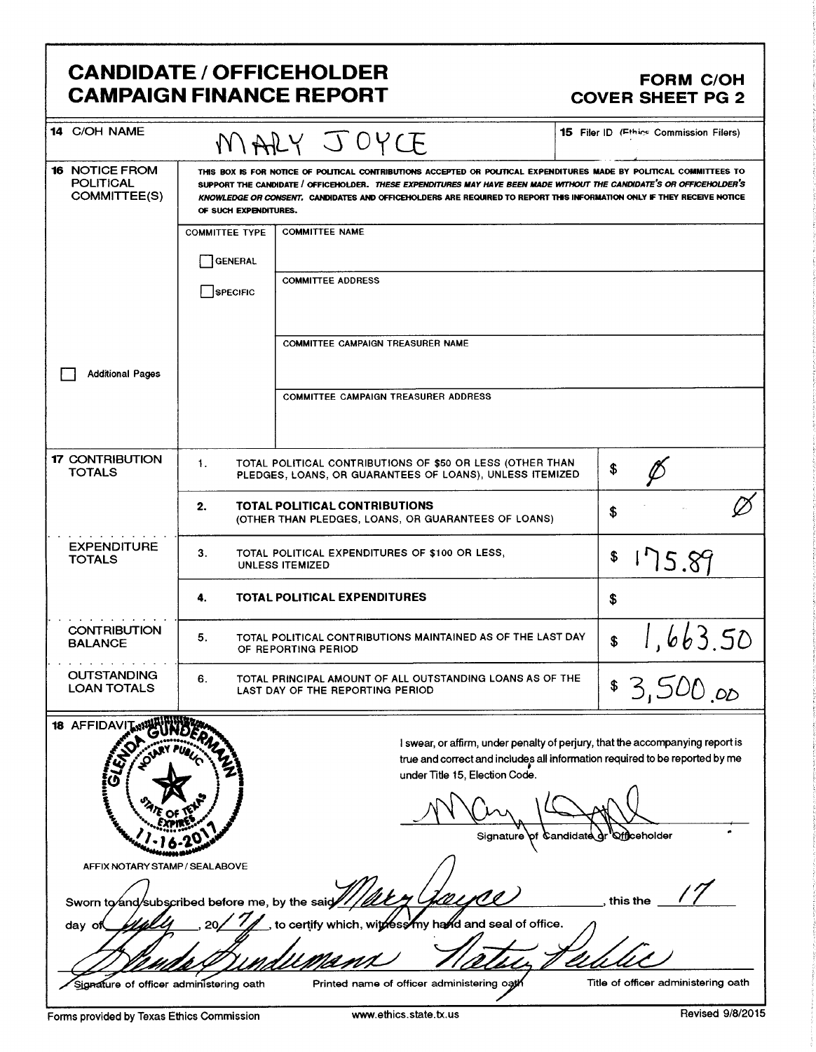# CANDIDATE / OFFICEHOLDER CAMPAIGN FINANCE REPORT

**FORM C/OH**
**COVER SHEET PG 2**

| | | |
|---|---|---|
| **14** C/OH NAME | MARY JOYCE | **15** Filer ID (Ethics Commission Filers) |

**16** NOTICE FROM POLITICAL COMMITTEE(S)

THIS BOX IS FOR NOTICE OF POLITICAL CONTRIBUTIONS ACCEPTED OR POLITICAL EXPENDITURES MADE BY POLITICAL COMMITTEES TO SUPPORT THE CANDIDATE / OFFICEHOLDER. *THESE EXPENDITURES MAY HAVE BEEN MADE WITHOUT THE CANDIDATE'S OR OFFICEHOLDER'S KNOWLEDGE OR CONSENT.* CANDIDATES AND OFFICEHOLDERS ARE REQUIRED TO REPORT THIS INFORMATION ONLY IF THEY RECEIVE NOTICE OF SUCH EXPENDITURES.

| COMMITTEE TYPE | |
|---|---|
| ☐ GENERAL | COMMITTEE NAME |
| ☐ SPECIFIC | COMMITTEE ADDRESS |
| | COMMITTEE CAMPAIGN TREASURER NAME |
| | COMMITTEE CAMPAIGN TREASURER ADDRESS |

☐ Additional Pages

| | | | |
|---|---|---|---|
| **17** CONTRIBUTION TOTALS | 1. | TOTAL POLITICAL CONTRIBUTIONS OF $50 OR LESS (OTHER THAN PLEDGES, LOANS, OR GUARANTEES OF LOANS), UNLESS ITEMIZED | $ Ø |
| | 2. | **TOTAL POLITICAL CONTRIBUTIONS** (OTHER THAN PLEDGES, LOANS, OR GUARANTEES OF LOANS) | $ Ø |
| EXPENDITURE TOTALS | 3. | TOTAL POLITICAL EXPENDITURES OF $100 OR LESS, UNLESS ITEMIZED | $ 175.89 |
| | 4. | **TOTAL POLITICAL EXPENDITURES** | $ |
| CONTRIBUTION BALANCE | 5. | TOTAL POLITICAL CONTRIBUTIONS MAINTAINED AS OF THE LAST DAY OF REPORTING PERIOD | $ 1,663.50 |
| OUTSTANDING LOAN TOTALS | 6. | TOTAL PRINCIPAL AMOUNT OF ALL OUTSTANDING LOANS AS OF THE LAST DAY OF THE REPORTING PERIOD | $ 3,500.00 |

**18** AFFIDAVIT

GLENDA GUNDERMANN
NOTARY PUBLIC
STATE OF TEXAS
EXPIRES
11-16-2017

I swear, or affirm, under penalty of perjury, that the accompanying report is true and correct and includes all information required to be reported by me under Title 15, Election Code.

Signature of Candidate or Officeholder

AFFIX NOTARY STAMP / SEAL ABOVE

Sworn to and subscribed before me, by the said Mary Joyce, this the 17 day of July, 2017, to certify which, witness my hand and seal of office.

| Glenda Gundermann | Glenda Gundermann | Notary Public |
|---|---|---|
| Signature of officer administering oath | Printed name of officer administering oath | Title of officer administering oath |

Forms provided by Texas Ethics Commission www.ethics.state.tx.us Revised 9/8/2015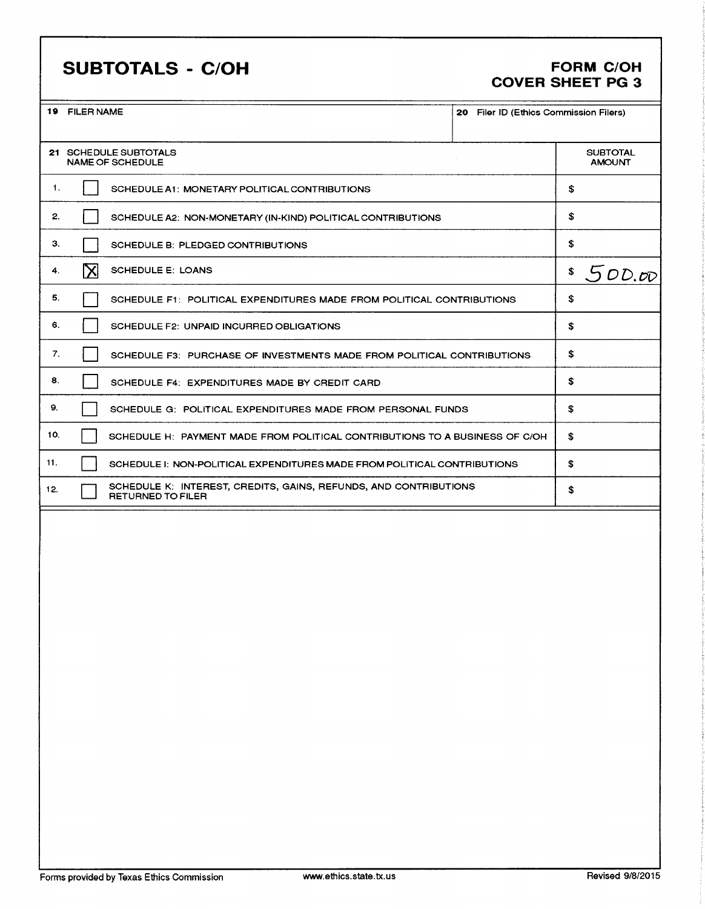# SUBTOTALS - C/OH

**FORM C/OH**
**COVER SHEET PG 3**

| 19 FILER NAME | 20 Filer ID (Ethics Commission Filers) |
|---|---|
| | |

| | | 21 SCHEDULE SUBTOTALS NAME OF SCHEDULE | SUBTOTAL AMOUNT |
|---|---|---|---|
| 1. | ☐ | SCHEDULE A1: MONETARY POLITICAL CONTRIBUTIONS | $ |
| 2. | ☐ | SCHEDULE A2: NON-MONETARY (IN-KIND) POLITICAL CONTRIBUTIONS | $ |
| 3. | ☐ | SCHEDULE B: PLEDGED CONTRIBUTIONS | $ |
| 4. | ☒ | SCHEDULE E: LOANS | $ 500.00 |
| 5. | ☐ | SCHEDULE F1: POLITICAL EXPENDITURES MADE FROM POLITICAL CONTRIBUTIONS | $ |
| 6. | ☐ | SCHEDULE F2: UNPAID INCURRED OBLIGATIONS | $ |
| 7. | ☐ | SCHEDULE F3: PURCHASE OF INVESTMENTS MADE FROM POLITICAL CONTRIBUTIONS | $ |
| 8. | ☐ | SCHEDULE F4: EXPENDITURES MADE BY CREDIT CARD | $ |
| 9. | ☐ | SCHEDULE G: POLITICAL EXPENDITURES MADE FROM PERSONAL FUNDS | $ |
| 10. | ☐ | SCHEDULE H: PAYMENT MADE FROM POLITICAL CONTRIBUTIONS TO A BUSINESS OF C/OH | $ |
| 11. | ☐ | SCHEDULE I: NON-POLITICAL EXPENDITURES MADE FROM POLITICAL CONTRIBUTIONS | $ |
| 12. | ☐ | SCHEDULE K: INTEREST, CREDITS, GAINS, REFUNDS, AND CONTRIBUTIONS RETURNED TO FILER | $ |

Forms provided by Texas Ethics Commission www.ethics.state.tx.us Revised 9/8/2015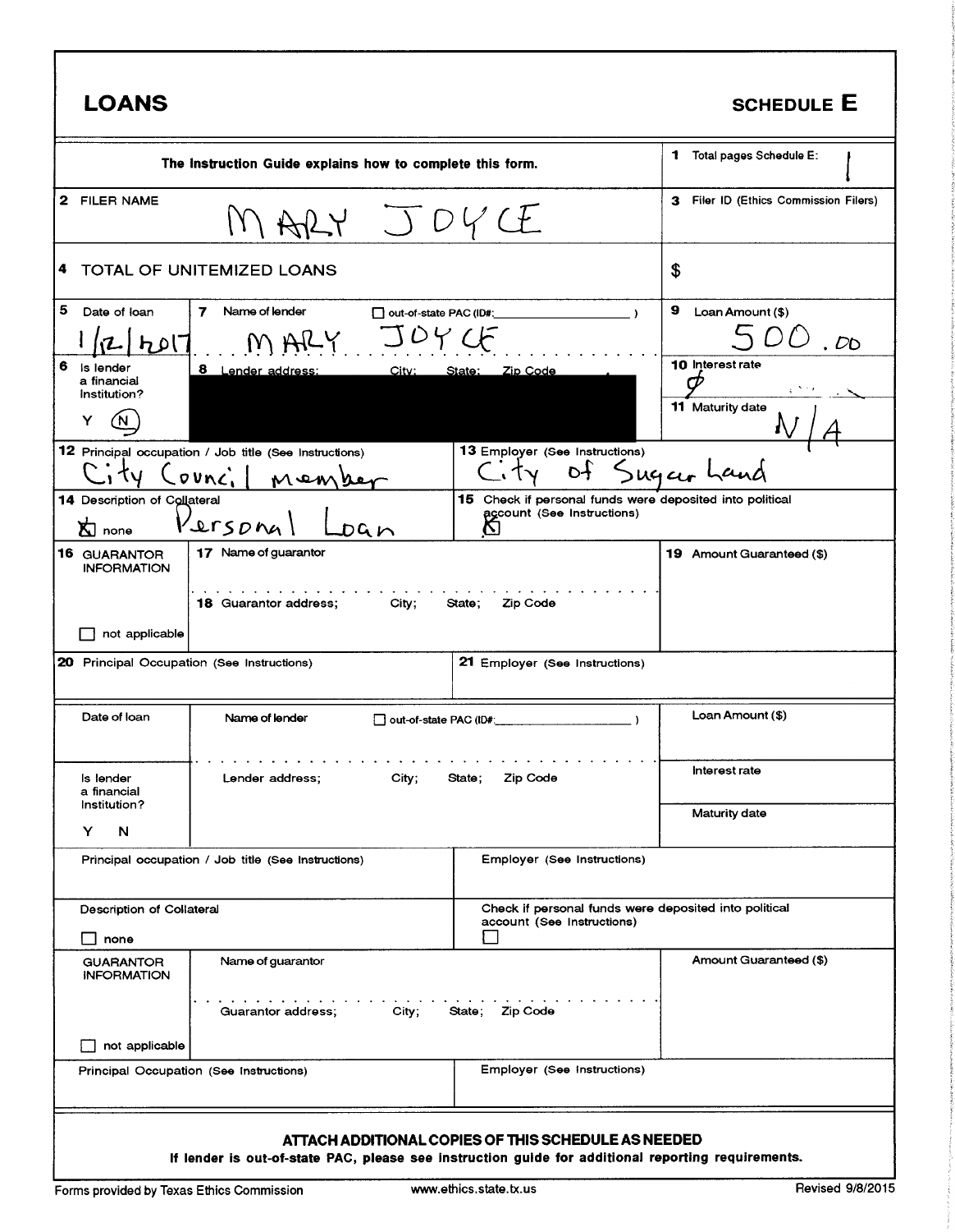# LOANS

## SCHEDULE E

| | |
|---|---|
| The Instruction Guide explains how to complete this form. | 1 Total pages Schedule E: 1 |
| 2 FILER NAME: MARY JOYCE | 3 Filer ID (Ethics Commission Filers) |
| 4 TOTAL OF UNITEMIZED LOANS | $ |

| | | | |
|---|---|---|---|
| 5 Date of loan: 1/12/2017 | 7 Name of lender: MARY JOYCE | ☐ out-of-state PAC (ID#: ) | 9 Loan Amount ($): 500.00 |
| 6 Is lender a financial institution? Y (N) | 8 Lender address; City; State; Zip Code: [REDACTED] | | 10 Interest rate: Ø |
| | | | 11 Maturity date: N/A |
| 12 Principal occupation / Job title (See Instructions): City Council member | | 13 Employer (See Instructions): City of Sugar Land | |
| 14 Description of Collateral: ☒ none Personal Loan | | 15 Check if personal funds were deposited into political account (See Instructions) ☒ | |
| 16 GUARANTOR INFORMATION ☐ not applicable | 17 Name of guarantor / 18 Guarantor address; City; State; Zip Code | | 19 Amount Guaranteed ($) |
| 20 Principal Occupation (See Instructions) | | 21 Employer (See Instructions) | |

| | | | |
|---|---|---|---|
| Date of loan | Name of lender | ☐ out-of-state PAC (ID#: ) | Loan Amount ($) |
| Is lender a financial institution? Y N | Lender address; City; State; Zip Code | | Interest rate |
| | | | Maturity date |
| Principal occupation / Job title (See Instructions) | | Employer (See Instructions) | |
| Description of Collateral ☐ none | | Check if personal funds were deposited into political account (See Instructions) ☐ | |
| GUARANTOR INFORMATION ☐ not applicable | Name of guarantor / Guarantor address; City; State; Zip Code | | Amount Guaranteed ($) |
| Principal Occupation (See Instructions) | | Employer (See Instructions) | |

**ATTACH ADDITIONAL COPIES OF THIS SCHEDULE AS NEEDED**

**If lender is out-of-state PAC, please see instruction guide for additional reporting requirements.**

Forms provided by Texas Ethics Commission www.ethics.state.tx.us Revised 9/8/2015